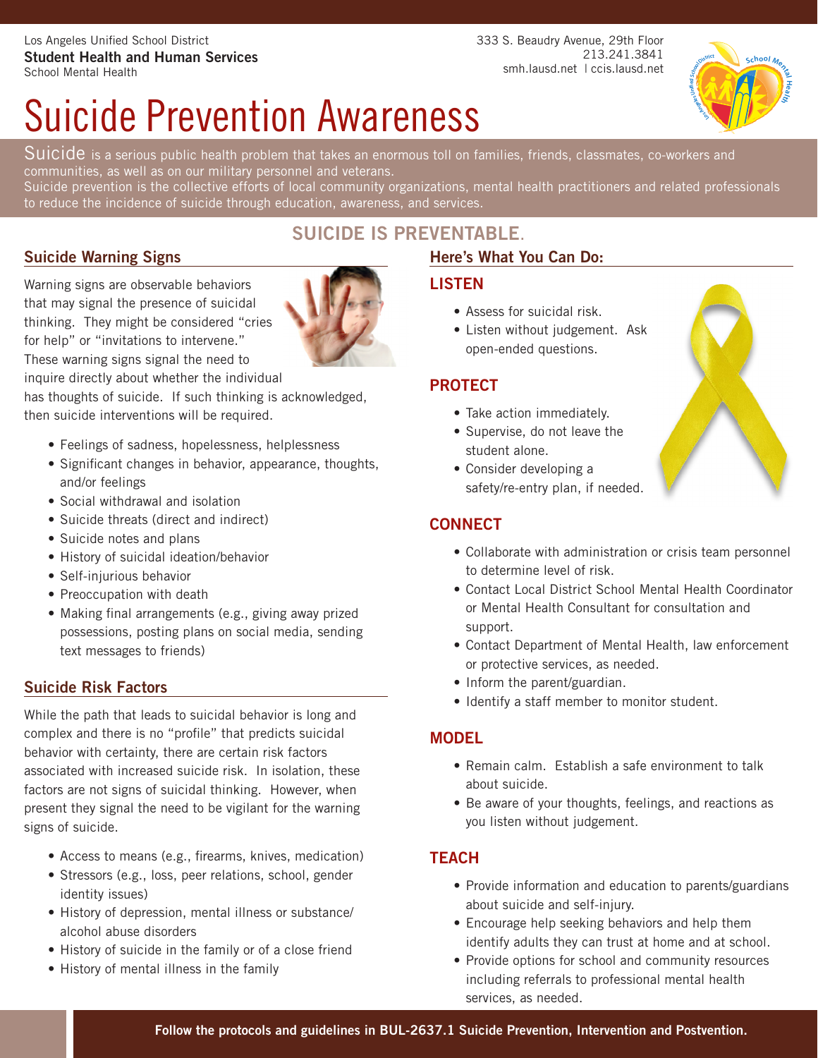Los Angeles Unified School District
**Student Health and Human Services**
School Mental Health

333 S. Beaudry Avenue, 29th Floor
213.241.3841
smh.lausd.net | ccis.lausd.net

# Suicide Prevention Awareness

Suicide is a serious public health problem that takes an enormous toll on families, friends, classmates, co-workers and communities, as well as on our military personnel and veterans.
Suicide prevention is the collective efforts of local community organizations, mental health practitioners and related professionals to reduce the incidence of suicide through education, awareness, and services.

## SUICIDE IS PREVENTABLE.

### Suicide Warning Signs

Warning signs are observable behaviors that may signal the presence of suicidal thinking. They might be considered "cries for help" or "invitations to intervene." These warning signs signal the need to inquire directly about whether the individual has thoughts of suicide. If such thinking is acknowledged, then suicide interventions will be required.

- Feelings of sadness, hopelessness, helplessness
- Significant changes in behavior, appearance, thoughts, and/or feelings
- Social withdrawal and isolation
- Suicide threats (direct and indirect)
- Suicide notes and plans
- History of suicidal ideation/behavior
- Self-injurious behavior
- Preoccupation with death
- Making final arrangements (e.g., giving away prized possessions, posting plans on social media, sending text messages to friends)

### Suicide Risk Factors

While the path that leads to suicidal behavior is long and complex and there is no "profile" that predicts suicidal behavior with certainty, there are certain risk factors associated with increased suicide risk. In isolation, these factors are not signs of suicidal thinking. However, when present they signal the need to be vigilant for the warning signs of suicide.

- Access to means (e.g., firearms, knives, medication)
- Stressors (e.g., loss, peer relations, school, gender identity issues)
- History of depression, mental illness or substance/alcohol abuse disorders
- History of suicide in the family or of a close friend
- History of mental illness in the family

### Here's What You Can Do:

#### LISTEN

- Assess for suicidal risk.
- Listen without judgement. Ask open-ended questions.

#### PROTECT

- Take action immediately.
- Supervise, do not leave the student alone.
- Consider developing a safety/re-entry plan, if needed.

#### CONNECT

- Collaborate with administration or crisis team personnel to determine level of risk.
- Contact Local District School Mental Health Coordinator or Mental Health Consultant for consultation and support.
- Contact Department of Mental Health, law enforcement or protective services, as needed.
- Inform the parent/guardian.
- Identify a staff member to monitor student.

#### MODEL

- Remain calm. Establish a safe environment to talk about suicide.
- Be aware of your thoughts, feelings, and reactions as you listen without judgement.

#### TEACH

- Provide information and education to parents/guardians about suicide and self-injury.
- Encourage help seeking behaviors and help them identify adults they can trust at home and at school.
- Provide options for school and community resources including referrals to professional mental health services, as needed.

**Follow the protocols and guidelines in BUL-2637.1 Suicide Prevention, Intervention and Postvention.**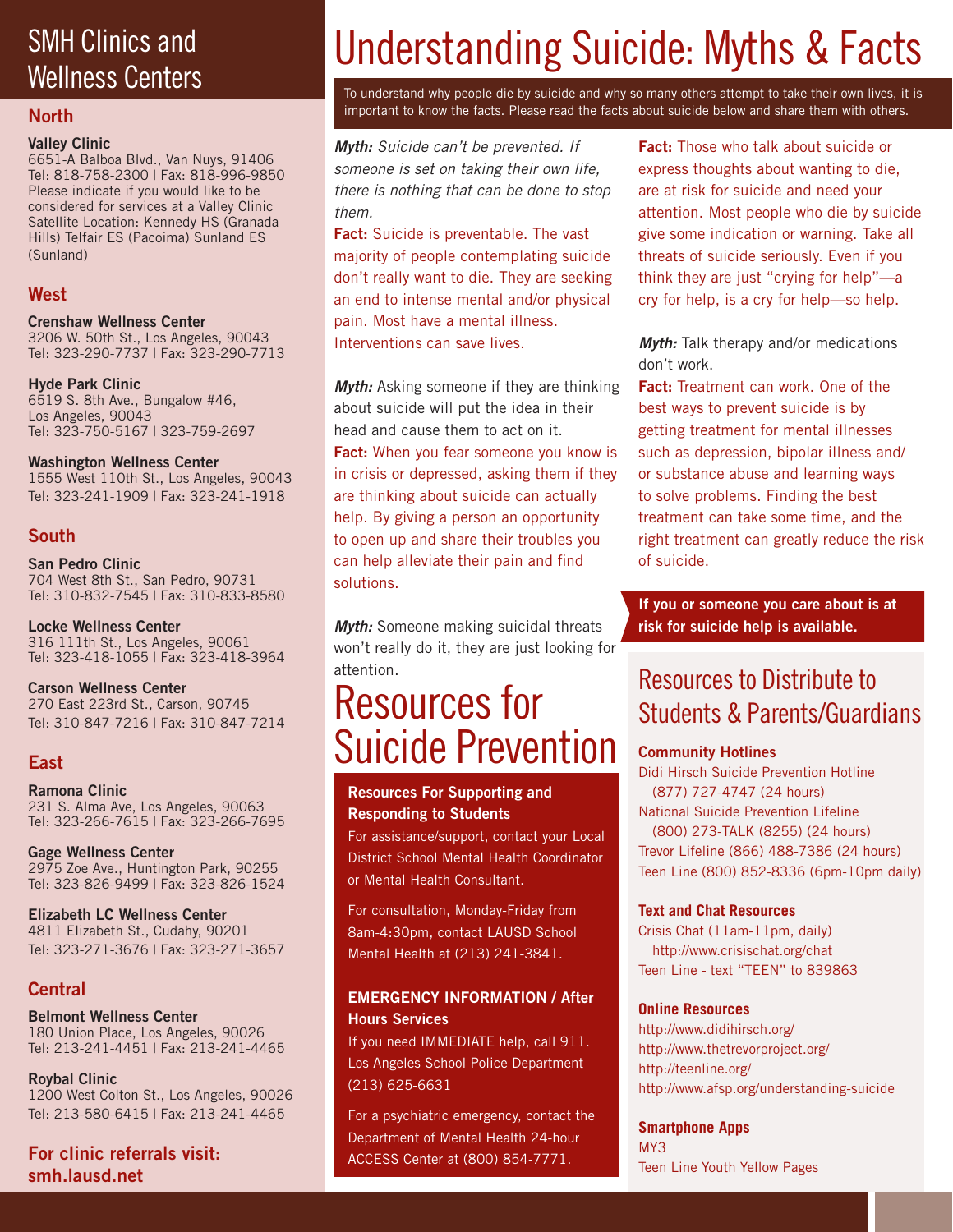## SMH Clinics and Wellness Centers

### North

**Valley Clinic**
6651-A Balboa Blvd., Van Nuys, 91406
Tel: 818-758-2300 | Fax: 818-996-9850
Please indicate if you would like to be considered for services at a Valley Clinic Satellite Location: Kennedy HS (Granada Hills) Telfair ES (Pacoima) Sunland ES (Sunland)

### West

**Crenshaw Wellness Center**
3206 W. 50th St., Los Angeles, 90043
Tel: 323-290-7737 | Fax: 323-290-7713

**Hyde Park Clinic**
6519 S. 8th Ave., Bungalow #46, Los Angeles, 90043
Tel: 323-750-5167 | 323-759-2697

**Washington Wellness Center**
1555 West 110th St., Los Angeles, 90043
Tel: 323-241-1909 | Fax: 323-241-1918

### South

**San Pedro Clinic**
704 West 8th St., San Pedro, 90731
Tel: 310-832-7545 | Fax: 310-833-8580

**Locke Wellness Center**
316 111th St., Los Angeles, 90061
Tel: 323-418-1055 | Fax: 323-418-3964

**Carson Wellness Center**
270 East 223rd St., Carson, 90745
Tel: 310-847-7216 | Fax: 310-847-7214

### East

**Ramona Clinic**
231 S. Alma Ave, Los Angeles, 90063
Tel: 323-266-7615 | Fax: 323-266-7695

**Gage Wellness Center**
2975 Zoe Ave., Huntington Park, 90255
Tel: 323-826-9499 | Fax: 323-826-1524

**Elizabeth LC Wellness Center**
4811 Elizabeth St., Cudahy, 90201
Tel: 323-271-3676 | Fax: 323-271-3657

### Central

**Belmont Wellness Center**
180 Union Place, Los Angeles, 90026
Tel: 213-241-4451 | Fax: 213-241-4465

**Roybal Clinic**
1200 West Colton St., Los Angeles, 90026
Tel: 213-580-6415 | Fax: 213-241-4465

**For clinic referrals visit: smh.lausd.net**

# Understanding Suicide: Myths & Facts

To understand why people die by suicide and why so many others attempt to take their own lives, it is important to know the facts. Please read the facts about suicide below and share them with others.

***Myth:*** *Suicide can't be prevented. If someone is set on taking their own life, there is nothing that can be done to stop them.*
**Fact:** Suicide is preventable. The vast majority of people contemplating suicide don't really want to die. They are seeking an end to intense mental and/or physical pain. Most have a mental illness. Interventions can save lives.

***Myth:*** Asking someone if they are thinking about suicide will put the idea in their head and cause them to act on it.
**Fact:** When you fear someone you know is in crisis or depressed, asking them if they are thinking about suicide can actually help. By giving a person an opportunity to open up and share their troubles you can help alleviate their pain and find solutions.

***Myth:*** Someone making suicidal threats won't really do it, they are just looking for attention.
**Fact:** Those who talk about suicide or express thoughts about wanting to die, are at risk for suicide and need your attention. Most people who die by suicide give some indication or warning. Take all threats of suicide seriously. Even if you think they are just "crying for help"—a cry for help, is a cry for help—so help.

***Myth:*** Talk therapy and/or medications don't work.
**Fact:** Treatment can work. One of the best ways to prevent suicide is by getting treatment for mental illnesses such as depression, bipolar illness and/or substance abuse and learning ways to solve problems. Finding the best treatment can take some time, and the right treatment can greatly reduce the risk of suicide.

**If you or someone you care about is at risk for suicide help is available.**

# Resources for Suicide Prevention

**Resources For Supporting and Responding to Students**

For assistance/support, contact your Local District School Mental Health Coordinator or Mental Health Consultant.

For consultation, Monday-Friday from 8am-4:30pm, contact LAUSD School Mental Health at (213) 241-3841.

**EMERGENCY INFORMATION / After Hours Services**

If you need IMMEDIATE help, call 911.
Los Angeles School Police Department (213) 625-6631

For a psychiatric emergency, contact the Department of Mental Health 24-hour ACCESS Center at (800) 854-7771.

## Resources to Distribute to Students & Parents/Guardians

**Community Hotlines**

Didi Hirsch Suicide Prevention Hotline
(877) 727-4747 (24 hours)
National Suicide Prevention Lifeline
(800) 273-TALK (8255) (24 hours)
Trevor Lifeline (866) 488-7386 (24 hours)
Teen Line (800) 852-8336 (6pm-10pm daily)

**Text and Chat Resources**

Crisis Chat (11am-11pm, daily)
http://www.crisischat.org/chat
Teen Line - text "TEEN" to 839863

**Online Resources**

http://www.didihirsch.org/
http://www.thetrevorproject.org/
http://teenline.org/
http://www.afsp.org/understanding-suicide

**Smartphone Apps**

MY3
Teen Line Youth Yellow Pages